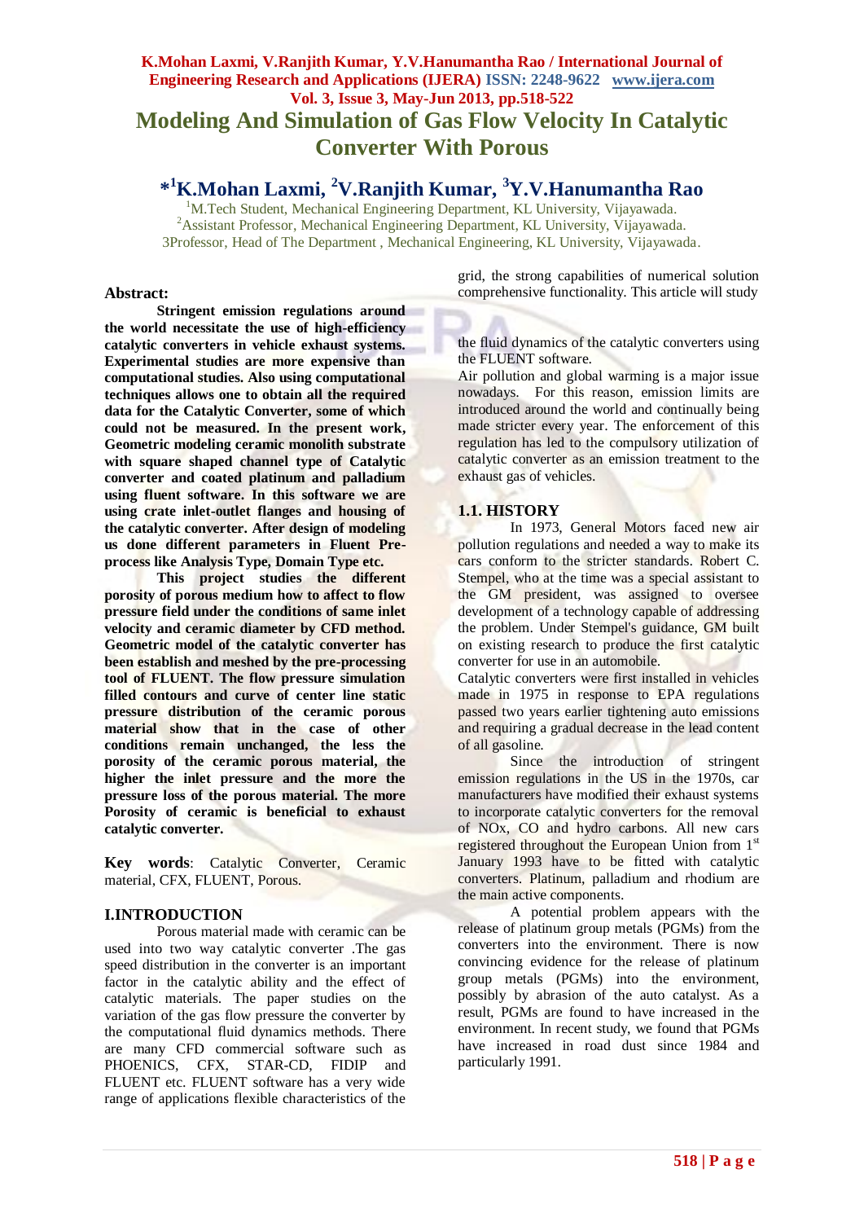# Modeling And Simulation of Gas Flow Velocity In Catalytic Converter With Porous

**\*[1]K.Mohan Laxmi, [2]V.Ranjith Kumar, [3]Y.V.Hanumantha Rao**

[1]M.Tech Student, Mechanical Engineering Department, KL University, Vijayawada.
[2]Assistant Professor, Mechanical Engineering Department, KL University, Vijayawada.
3Professor, Head of The Department , Mechanical Engineering, KL University, Vijayawada.

## Abstract:

**Stringent emission regulations around the world necessitate the use of high-efficiency catalytic converters in vehicle exhaust systems. Experimental studies are more expensive than computational studies. Also using computational techniques allows one to obtain all the required data for the Catalytic Converter, some of which could not be measured. In the present work, Geometric modeling ceramic monolith substrate with square shaped channel type of Catalytic converter and coated platinum and palladium using fluent software. In this software we are using crate inlet-outlet flanges and housing of the catalytic converter. After design of modeling us done different parameters in Fluent Pre-process like Analysis Type, Domain Type etc.**

**This project studies the different porosity of porous medium how to affect to flow pressure field under the conditions of same inlet velocity and ceramic diameter by CFD method. Geometric model of the catalytic converter has been establish and meshed by the pre-processing tool of FLUENT. The flow pressure simulation filled contours and curve of center line static pressure distribution of the ceramic porous material show that in the case of other conditions remain unchanged, the less the porosity of the ceramic porous material, the higher the inlet pressure and the more the pressure loss of the porous material. The more Porosity of ceramic is beneficial to exhaust catalytic converter.**

**Key words**: Catalytic Converter, Ceramic material, CFX, FLUENT, Porous.

## I.INTRODUCTION

Porous material made with ceramic can be used into two way catalytic converter .The gas speed distribution in the converter is an important factor in the catalytic ability and the effect of catalytic materials. The paper studies on the variation of the gas flow pressure the converter by the computational fluid dynamics methods. There are many CFD commercial software such as PHOENICS, CFX, STAR-CD, FIDIP and FLUENT etc. FLUENT software has a very wide range of applications flexible characteristics of the grid, the strong capabilities of numerical solution comprehensive functionality. This article will study the fluid dynamics of the catalytic converters using the FLUENT software.

Air pollution and global warming is a major issue nowadays. For this reason, emission limits are introduced around the world and continually being made stricter every year. The enforcement of this regulation has led to the compulsory utilization of catalytic converter as an emission treatment to the exhaust gas of vehicles.

### 1.1. HISTORY

In 1973, General Motors faced new air pollution regulations and needed a way to make its cars conform to the stricter standards. Robert C. Stempel, who at the time was a special assistant to the GM president, was assigned to oversee development of a technology capable of addressing the problem. Under Stempel's guidance, GM built on existing research to produce the first catalytic converter for use in an automobile.

Catalytic converters were first installed in vehicles made in 1975 in response to EPA regulations passed two years earlier tightening auto emissions and requiring a gradual decrease in the lead content of all gasoline.

Since the introduction of stringent emission regulations in the US in the 1970s, car manufacturers have modified their exhaust systems to incorporate catalytic converters for the removal of NOx, CO and hydro carbons. All new cars registered throughout the European Union from 1st January 1993 have to be fitted with catalytic converters. Platinum, palladium and rhodium are the main active components.

A potential problem appears with the release of platinum group metals (PGMs) from the converters into the environment. There is now convincing evidence for the release of platinum group metals (PGMs) into the environment, possibly by abrasion of the auto catalyst. As a result, PGMs are found to have increased in the environment. In recent study, we found that PGMs have increased in road dust since 1984 and particularly 1991.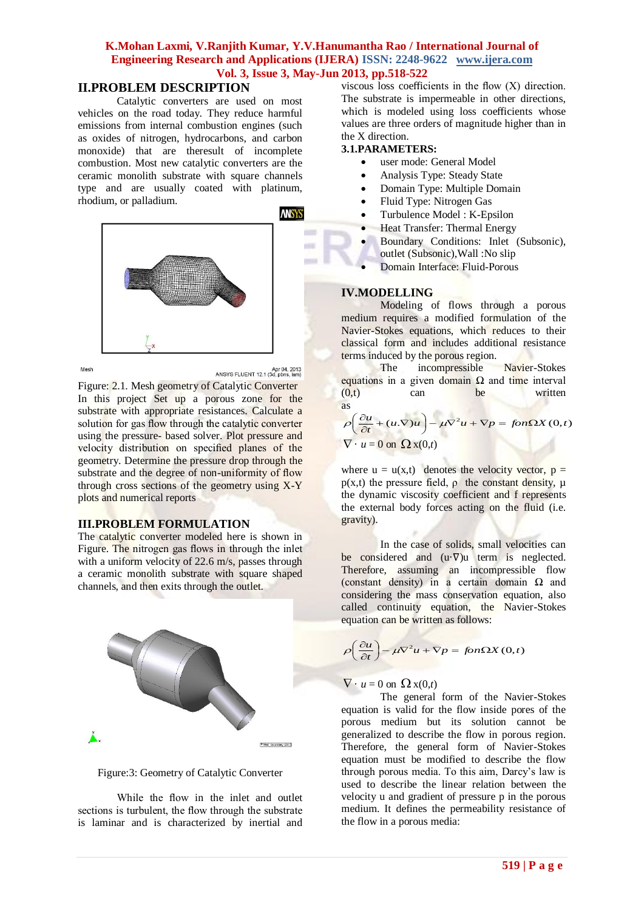## II.PROBLEM DESCRIPTION

Catalytic converters are used on most vehicles on the road today. They reduce harmful emissions from internal combustion engines (such as oxides of nitrogen, hydrocarbons, and carbon monoxide) that are theresult of incomplete combustion. Most new catalytic converters are the ceramic monolith substrate with square channels type and are usually coated with platinum, rhodium, or palladium.

Figure: 2.1. Mesh geometry of Catalytic Converter

In this project Set up a porous zone for the substrate with appropriate resistances. Calculate a solution for gas flow through the catalytic converter using the pressure- based solver. Plot pressure and velocity distribution on specified planes of the geometry. Determine the pressure drop through the substrate and the degree of non-uniformity of flow through cross sections of the geometry using X-Y plots and numerical reports

## III.PROBLEM FORMULATION

The catalytic converter modeled here is shown in Figure. The nitrogen gas flows in through the inlet with a uniform velocity of 22.6 m/s, passes through a ceramic monolith substrate with square shaped channels, and then exits through the outlet.

Figure:3: Geometry of Catalytic Converter

While the flow in the inlet and outlet sections is turbulent, the flow through the substrate is laminar and is characterized by inertial and viscous loss coefficients in the flow (X) direction. The substrate is impermeable in other directions, which is modeled using loss coefficients whose values are three orders of magnitude higher than in the X direction.

### 3.1.PARAMETERS:

- user mode: General Model
- Analysis Type: Steady State
- Domain Type: Multiple Domain
- Fluid Type: Nitrogen Gas
- Turbulence Model : K-Epsilon
- Heat Transfer: Thermal Energy
- Boundary Conditions: Inlet (Subsonic), outlet (Subsonic),Wall :No slip
- Domain Interface: Fluid-Porous

## IV.MODELLING

Modeling of flows through a porous medium requires a modified formulation of the Navier-Stokes equations, which reduces to their classical form and includes additional resistance terms induced by the porous region.

The incompressible Navier-Stokes equations in a given domain $\Omega$ and time interval (0,t) can be written as

$$\rho\left(\frac{\partial u}{\partial t} + (u.\nabla)u\right) - \mu\nabla^2 u + \nabla p = f on \Omega X(0,t)$$

$$\nabla \cdot u = 0 \text{ on } \Omega \,x(0,t)$$

where u = u(x,t) denotes the velocity vector, p = p(x,t) the pressure field, $\rho$ the constant density, $\mu$ the dynamic viscosity coefficient and f represents the external body forces acting on the fluid (i.e. gravity).

In the case of solids, small velocities can be considered and $(u\cdot\nabla)u$ term is neglected. Therefore, assuming an incompressible flow (constant density) in a certain domain $\Omega$ and considering the mass conservation equation, also called continuity equation, the Navier-Stokes equation can be written as follows:

$$\rho\left(\frac{\partial u}{\partial t}\right) - \mu\nabla^2 u + \nabla p = f on \Omega X(0,t)$$

$$\nabla \cdot u = 0 \text{ on } \Omega \,x(0,t)$$

The general form of the Navier-Stokes equation is valid for the flow inside pores of the porous medium but its solution cannot be generalized to describe the flow in porous region. Therefore, the general form of Navier-Stokes equation must be modified to describe the flow through porous media. To this aim, Darcy's law is used to describe the linear relation between the velocity u and gradient of pressure p in the porous medium. It defines the permeability resistance of the flow in a porous media: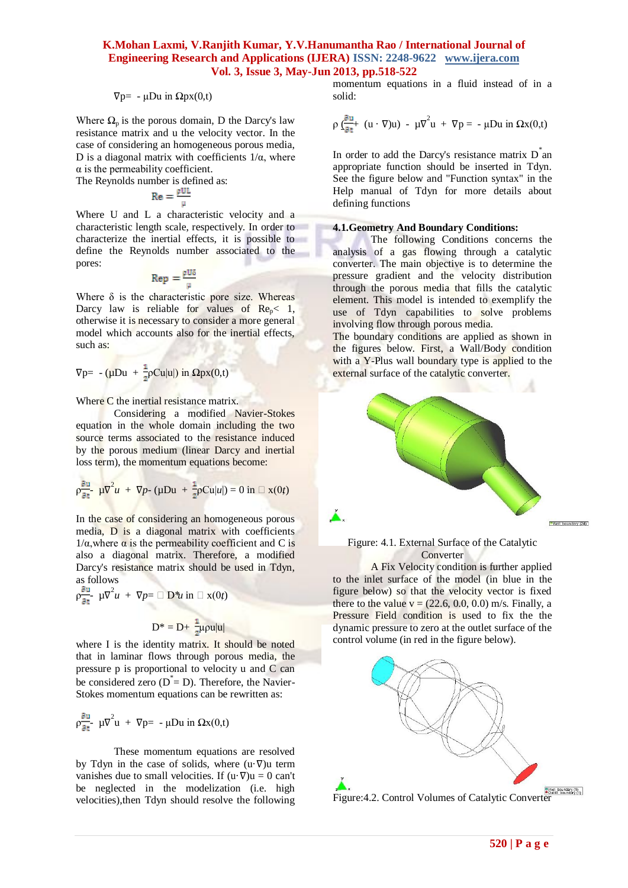$$\nabla p = -\mu D u \text{ in } \Omega_p x(0,t)$$

Where $\Omega_p$ is the porous domain, D the Darcy's law resistance matrix and u the velocity vector. In the case of considering an homogeneous porous media, D is a diagonal matrix with coefficients $1/\alpha$, where $\alpha$ is the permeability coefficient.

The Reynolds number is defined as:

$$Re = \frac{\rho U L}{\mu}$$

Where U and L a characteristic velocity and a characteristic length scale, respectively. In order to characterize the inertial effects, it is possible to define the Reynolds number associated to the pores:

$$Re_p = \frac{\rho U \delta}{\mu}$$

Where $\delta$ is the characteristic pore size. Whereas Darcy law is reliable for values of $Re_p < 1$, otherwise it is necessary to consider a more general model which accounts also for the inertial effects, such as:

$$\nabla p = -(\mu D u + \frac{1}{2}\rho C u|u|) \text{ in } \Omega_p x(0,t)$$

Where C the inertial resistance matrix.

Considering a modified Navier-Stokes equation in the whole domain including the two source terms associated to the resistance induced by the porous medium (linear Darcy and inertial loss term), the momentum equations become:

$$\rho\frac{\partial u}{\partial t} - \mu\nabla^2 u + \nabla p - (\mu D u + \frac{1}{2}\rho C u|u|) = 0 \text{ in } \Omega x(0t)$$

In the case of considering an homogeneous porous media, D is a diagonal matrix with coefficients $1/\alpha$, where $\alpha$ is the permeability coefficient and C is also a diagonal matrix. Therefore, a modified Darcy's resistance matrix should be used in Tdyn, as follows

$$\rho\frac{\partial u}{\partial t} - \mu\nabla^2 u + \nabla p = -\mu D^* u \text{ in } \Omega x(0t)$$

$$D^* = D + \frac{1}{2}\mu\rho u|u|$$

where I is the identity matrix. It should be noted that in laminar flows through porous media, the pressure p is proportional to velocity u and C can be considered zero ($D^* = D$). Therefore, the Navier-Stokes momentum equations can be rewritten as:

$$\rho\frac{\partial u}{\partial t} - \mu\nabla^2 u + \nabla p = -\mu D u \text{ in } \Omega x(0,t)$$

These momentum equations are resolved by Tdyn in the case of solids, where $(u\cdot\nabla)u$ term vanishes due to small velocities. If $(u\cdot\nabla)u = 0$ can't be neglected in the modelization (i.e. high velocities),then Tdyn should resolve the following momentum equations in a fluid instead of in a solid:

$$\rho\left(\frac{\partial u}{\partial t} + (u\cdot\nabla)u\right) - \mu\nabla^2 u + \nabla p = -\mu D u \text{ in } \Omega x(0,t)$$

In order to add the Darcy's resistance matrix $D^*$ an appropriate function should be inserted in Tdyn. See the figure below and "Function syntax" in the Help manual of Tdyn for more details about defining functions

### 4.1.Geometry And Boundary Conditions:

The following Conditions concerns the analysis of a gas flowing through a catalytic converter. The main objective is to determine the pressure gradient and the velocity distribution through the porous media that fills the catalytic element. This model is intended to exemplify the use of Tdyn capabilities to solve problems involving flow through porous media.

The boundary conditions are applied as shown in the figures below. First, a Wall/Body condition with a Y-Plus wall boundary type is applied to the external surface of the catalytic converter.

Figure: 4.1. External Surface of the Catalytic Converter

A Fix Velocity condition is further applied to the inlet surface of the model (in blue in the figure below) so that the velocity vector is fixed there to the value v = (22.6, 0.0, 0.0) m/s. Finally, a Pressure Field condition is used to fix the the dynamic pressure to zero at the outlet surface of the control volume (in red in the figure below).

Figure:4.2. Control Volumes of Catalytic Converter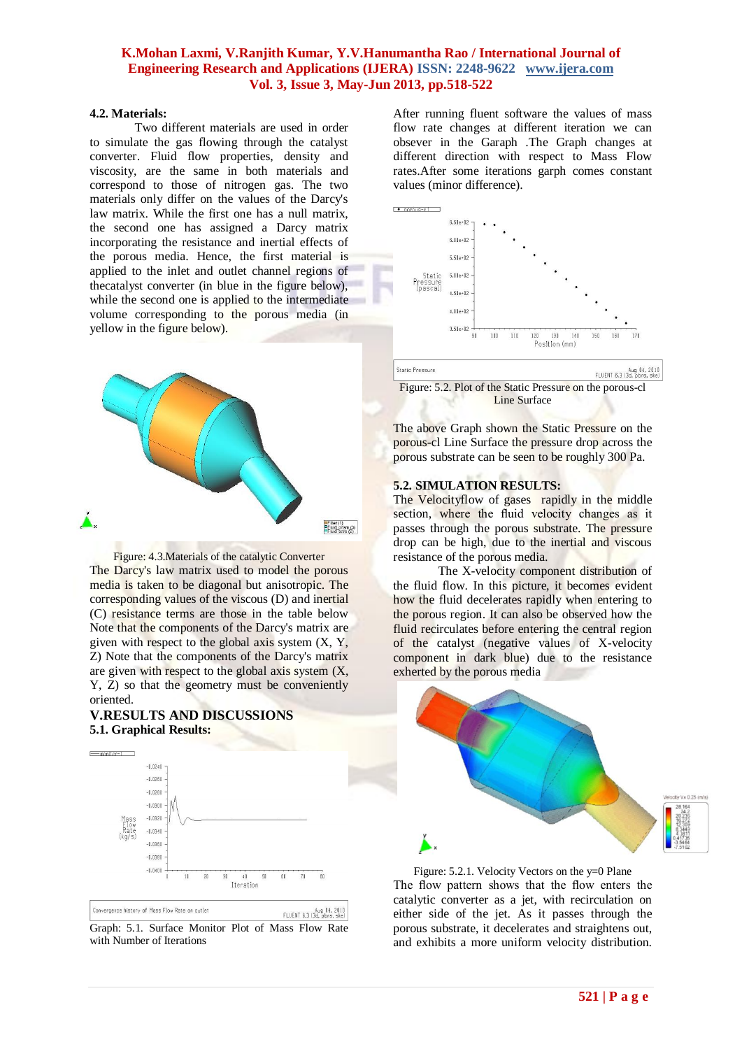### 4.2. Materials:

Two different materials are used in order to simulate the gas flowing through the catalyst converter. Fluid flow properties, density and viscosity, are the same in both materials and correspond to those of nitrogen gas. The two materials only differ on the values of the Darcy's law matrix. While the first one has a null matrix, the second one has assigned a Darcy matrix incorporating the resistance and inertial effects of the porous media. Hence, the first material is applied to the inlet and outlet channel regions of thecatalyst converter (in blue in the figure below), while the second one is applied to the intermediate volume corresponding to the porous media (in yellow in the figure below).

Figure: 4.3.Materials of the catalytic Converter

The Darcy's law matrix used to model the porous media is taken to be diagonal but anisotropic. The corresponding values of the viscous (D) and inertial (C) resistance terms are those in the table below Note that the components of the Darcy's matrix are given with respect to the global axis system (X, Y, Z) Note that the components of the Darcy's matrix are given with respect to the global axis system (X, Y, Z) so that the geometry must be conveniently oriented.

## V.RESULTS AND DISCUSSIONS

### 5.1. Graphical Results:

Graph: 5.1. Surface Monitor Plot of Mass Flow Rate with Number of Iterations

After running fluent software the values of mass flow rate changes at different iteration we can obsever in the Garaph .The Graph changes at different direction with respect to Mass Flow rates.After some iterations garph comes constant values (minor difference).

Figure: 5.2. Plot of the Static Pressure on the porous-cl Line Surface

The above Graph shown the Static Pressure on the porous-cl Line Surface the pressure drop across the porous substrate can be seen to be roughly 300 Pa.

### 5.2. SIMULATION RESULTS:

The Velocityflow of gases rapidly in the middle section, where the fluid velocity changes as it passes through the porous substrate. The pressure drop can be high, due to the inertial and viscous resistance of the porous media.

The X-velocity component distribution of the fluid flow. In this picture, it becomes evident how the fluid decelerates rapidly when entering to the porous region. It can also be observed how the fluid recirculates before entering the central region of the catalyst (negative values of X-velocity component in dark blue) due to the resistance exherted by the porous media

Figure: 5.2.1. Velocity Vectors on the y=0 Plane

The flow pattern shows that the flow enters the catalytic converter as a jet, with recirculation on either side of the jet. As it passes through the porous substrate, it decelerates and straightens out, and exhibits a more uniform velocity distribution.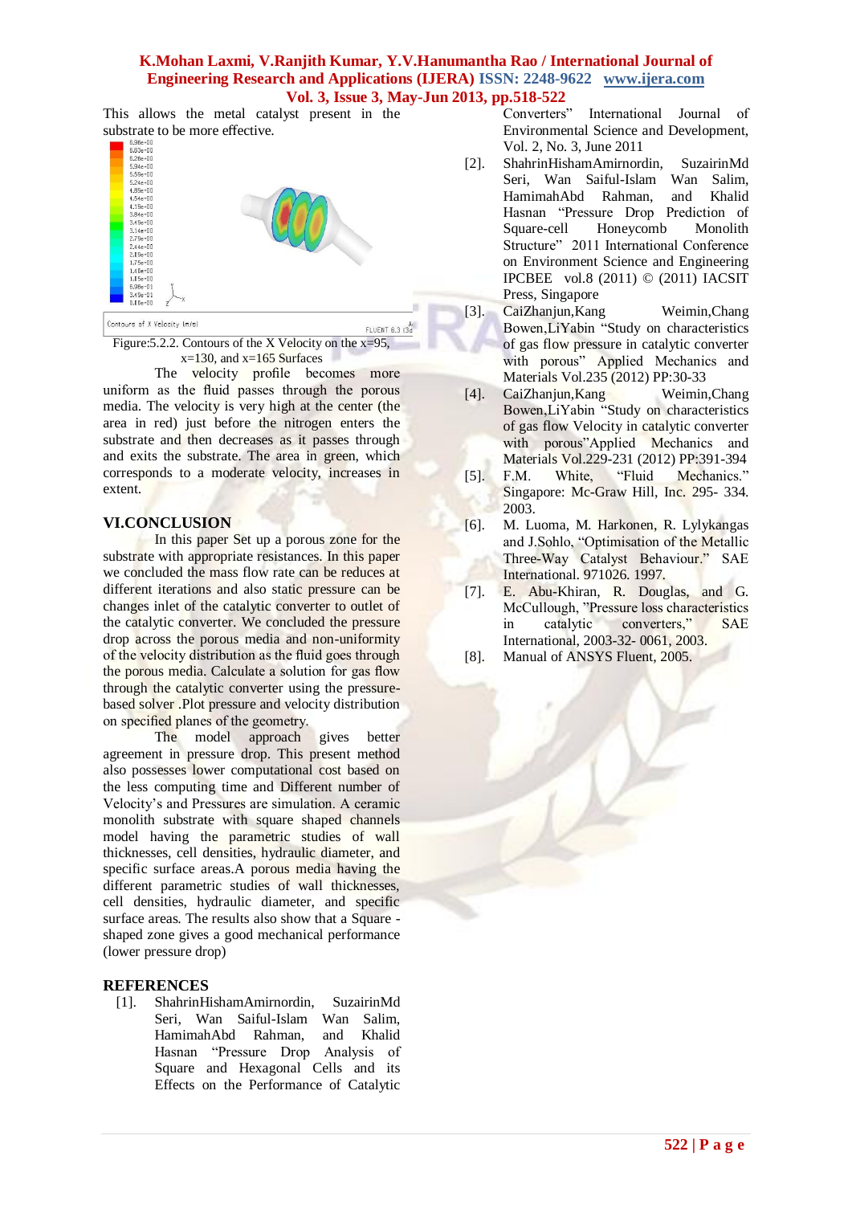This allows the metal catalyst present in the substrate to be more effective.

6.98e+00
6.63e+00
6.28e+00
5.94e+00
5.59e+00
5.24e+00
4.89e+00
4.54e+00
4.19e+00
3.84e+00
3.49e+00
3.14e+00
2.79e+00
2.44e+00
2.09e+00
1.75e+00
1.40e+00
1.05e+00
6.98e-01
3.49e-01
0.00e+00

Contours of X Velocity (m/s)

FLUENT 6.3 (3d

Figure:5.2.2. Contours of the X Velocity on the x=95, x=130, and x=165 Surfaces

The velocity profile becomes more uniform as the fluid passes through the porous media. The velocity is very high at the center (the area in red) just before the nitrogen enters the substrate and then decreases as it passes through and exits the substrate. The area in green, which corresponds to a moderate velocity, increases in extent.

## VI.CONCLUSION

In this paper Set up a porous zone for the substrate with appropriate resistances. In this paper we concluded the mass flow rate can be reduces at different iterations and also static pressure can be changes inlet of the catalytic converter to outlet of the catalytic converter. We concluded the pressure drop across the porous media and non-uniformity of the velocity distribution as the fluid goes through the porous media. Calculate a solution for gas flow through the catalytic converter using the pressure-based solver .Plot pressure and velocity distribution on specified planes of the geometry.

The model approach gives better agreement in pressure drop. This present method also possesses lower computational cost based on the less computing time and Different number of Velocity's and Pressures are simulation. A ceramic monolith substrate with square shaped channels model having the parametric studies of wall thicknesses, cell densities, hydraulic diameter, and specific surface areas.A porous media having the different parametric studies of wall thicknesses, cell densities, hydraulic diameter, and specific surface areas. The results also show that a Square - shaped zone gives a good mechanical performance (lower pressure drop)

## REFERENCES

[1]. ShahrinHishamAmirnordin, SuzairinMd Seri, Wan Saiful-Islam Wan Salim, HamimahAbd Rahman, and Khalid Hasnan "Pressure Drop Analysis of Square and Hexagonal Cells and its Effects on the Performance of Catalytic Converters" International Journal of Environmental Science and Development, Vol. 2, No. 3, June 2011

[2]. ShahrinHishamAmirnordin, SuzairinMd Seri, Wan Saiful-Islam Wan Salim, HamimahAbd Rahman, and Khalid Hasnan "Pressure Drop Prediction of Square-cell Honeycomb Monolith Structure" 2011 International Conference on Environment Science and Engineering IPCBEE vol.8 (2011) © (2011) IACSIT Press, Singapore

[3]. CaiZhanjun,Kang Weimin,Chang Bowen,LiYabin "Study on characteristics of gas flow pressure in catalytic converter with porous" Applied Mechanics and Materials Vol.235 (2012) PP:30-33

[4]. CaiZhanjun,Kang Weimin,Chang Bowen,LiYabin "Study on characteristics of gas flow Velocity in catalytic converter with porous"Applied Mechanics and Materials Vol.229-231 (2012) PP:391-394

[5]. F.M. White, "Fluid Mechanics." Singapore: Mc-Graw Hill, Inc. 295- 334. 2003.

[6]. M. Luoma, M. Harkonen, R. Lylykangas and J.Sohlo, "Optimisation of the Metallic Three-Way Catalyst Behaviour." SAE International. 971026. 1997.

[7]. E. Abu-Khiran, R. Douglas, and G. McCullough, "Pressure loss characteristics in catalytic converters," SAE International, 2003-32- 0061, 2003.

[8]. Manual of ANSYS Fluent, 2005.